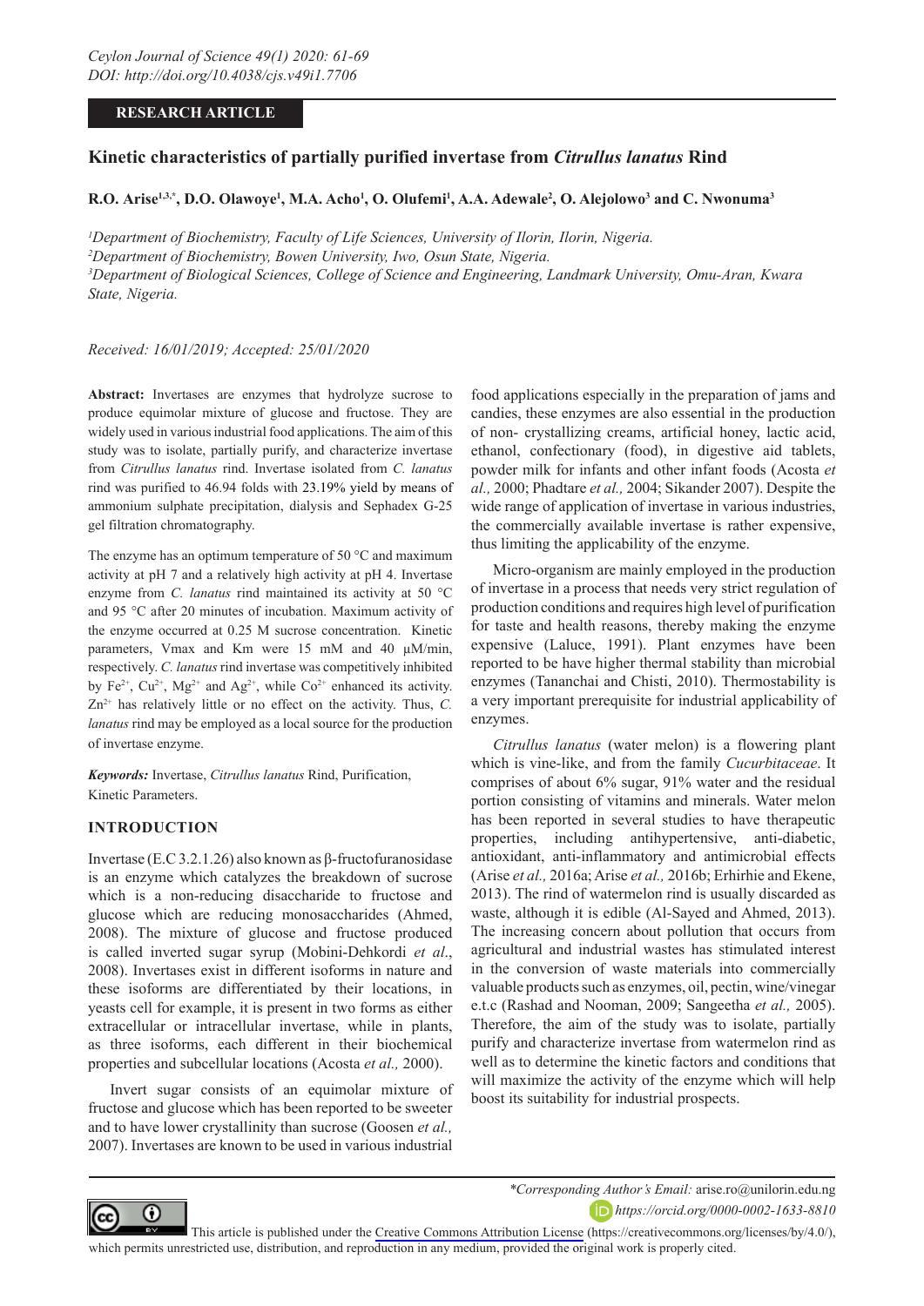**RESEARCH ARTICLE**

# Kinetic characteristics of partially purified invertase from *Citrullus lanatus* Rind

**R.O. Arise[1,3,*], D.O. Olawoye[1], M.A. Acho[1], O. Olufemi[1], A.A. Adewale[2], O. Alejolowo[3] and C. Nwonuma[3]**

[1]*Department of Biochemistry, Faculty of Life Sciences, University of Ilorin, Ilorin, Nigeria.*
[2]*Department of Biochemistry, Bowen University, Iwo, Osun State, Nigeria.*
[3]*Department of Biological Sciences, College of Science and Engineering, Landmark University, Omu-Aran, Kwara State, Nigeria.*

*Received: 16/01/2019; Accepted: 25/01/2020*

**Abstract:** Invertases are enzymes that hydrolyze sucrose to produce equimolar mixture of glucose and fructose. They are widely used in various industrial food applications. The aim of this study was to isolate, partially purify, and characterize invertase from *Citrullus lanatus* rind. Invertase isolated from *C. lanatus* rind was purified to 46.94 folds with 23.19% yield by means of ammonium sulphate precipitation, dialysis and Sephadex G-25 gel filtration chromatography.

The enzyme has an optimum temperature of 50 °C and maximum activity at pH 7 and a relatively high activity at pH 4. Invertase enzyme from *C. lanatus* rind maintained its activity at 50 °C and 95 °C after 20 minutes of incubation. Maximum activity of the enzyme occurred at 0.25 M sucrose concentration. Kinetic parameters, Vmax and Km were 15 mM and 40 μM/min, respectively. *C. lanatus* rind invertase was competitively inhibited by $Fe^{2+}$, $Cu^{2+}$, $Mg^{2+}$ and $Ag^{2+}$, while $Co^{2+}$ enhanced its activity. $Zn^{2+}$ has relatively little or no effect on the activity. Thus, *C. lanatus* rind may be employed as a local source for the production of invertase enzyme.

***Keywords:*** Invertase, *Citrullus lanatus* Rind, Purification, Kinetic Parameters.

## INTRODUCTION

Invertase (E.C 3.2.1.26) also known as β-fructofuranosidase is an enzyme which catalyzes the breakdown of sucrose which is a non-reducing disaccharide to fructose and glucose which are reducing monosaccharides (Ahmed, 2008). The mixture of glucose and fructose produced is called inverted sugar syrup (Mobini-Dehkordi *et al*., 2008). Invertases exist in different isoforms in nature and these isoforms are differentiated by their locations, in yeasts cell for example, it is present in two forms as either extracellular or intracellular invertase, while in plants, as three isoforms, each different in their biochemical properties and subcellular locations (Acosta *et al.,* 2000).

Invert sugar consists of an equimolar mixture of fructose and glucose which has been reported to be sweeter and to have lower crystallinity than sucrose (Goosen *et al.,* 2007). Invertases are known to be used in various industrial food applications especially in the preparation of jams and candies, these enzymes are also essential in the production of non- crystallizing creams, artificial honey, lactic acid, ethanol, confectionary (food), in digestive aid tablets, powder milk for infants and other infant foods (Acosta *et al.,* 2000; Phadtare *et al.,* 2004; Sikander 2007). Despite the wide range of application of invertase in various industries, the commercially available invertase is rather expensive, thus limiting the applicability of the enzyme.

Micro-organism are mainly employed in the production of invertase in a process that needs very strict regulation of production conditions and requires high level of purification for taste and health reasons, thereby making the enzyme expensive (Laluce, 1991). Plant enzymes have been reported to be have higher thermal stability than microbial enzymes (Tananchai and Chisti, 2010). Thermostability is a very important prerequisite for industrial applicability of enzymes.

*Citrullus lanatus* (water melon) is a flowering plant which is vine-like, and from the family *Cucurbitaceae*. It comprises of about 6% sugar, 91% water and the residual portion consisting of vitamins and minerals. Water melon has been reported in several studies to have therapeutic properties, including antihypertensive, anti-diabetic, antioxidant, anti-inflammatory and antimicrobial effects (Arise *et al.,* 2016a; Arise *et al.,* 2016b; Erhirhie and Ekene, 2013). The rind of watermelon rind is usually discarded as waste, although it is edible (Al-Sayed and Ahmed, 2013). The increasing concern about pollution that occurs from agricultural and industrial wastes has stimulated interest in the conversion of waste materials into commercially valuable products such as enzymes, oil, pectin, wine/vinegar e.t.c (Rashad and Nooman, 2009; Sangeetha *et al.,* 2005). Therefore, the aim of the study was to isolate, partially purify and characterize invertase from watermelon rind as well as to determine the kinetic factors and conditions that will maximize the activity of the enzyme which will help boost its suitability for industrial prospects.

*\*Corresponding Author's Email:* arise.ro@unilorin.edu.ng
https://orcid.org/0000-0002-1633-8810

This article is published under the Creative Commons Attribution License (https://creativecommons.org/licenses/by/4.0/), which permits unrestricted use, distribution, and reproduction in any medium, provided the original work is properly cited.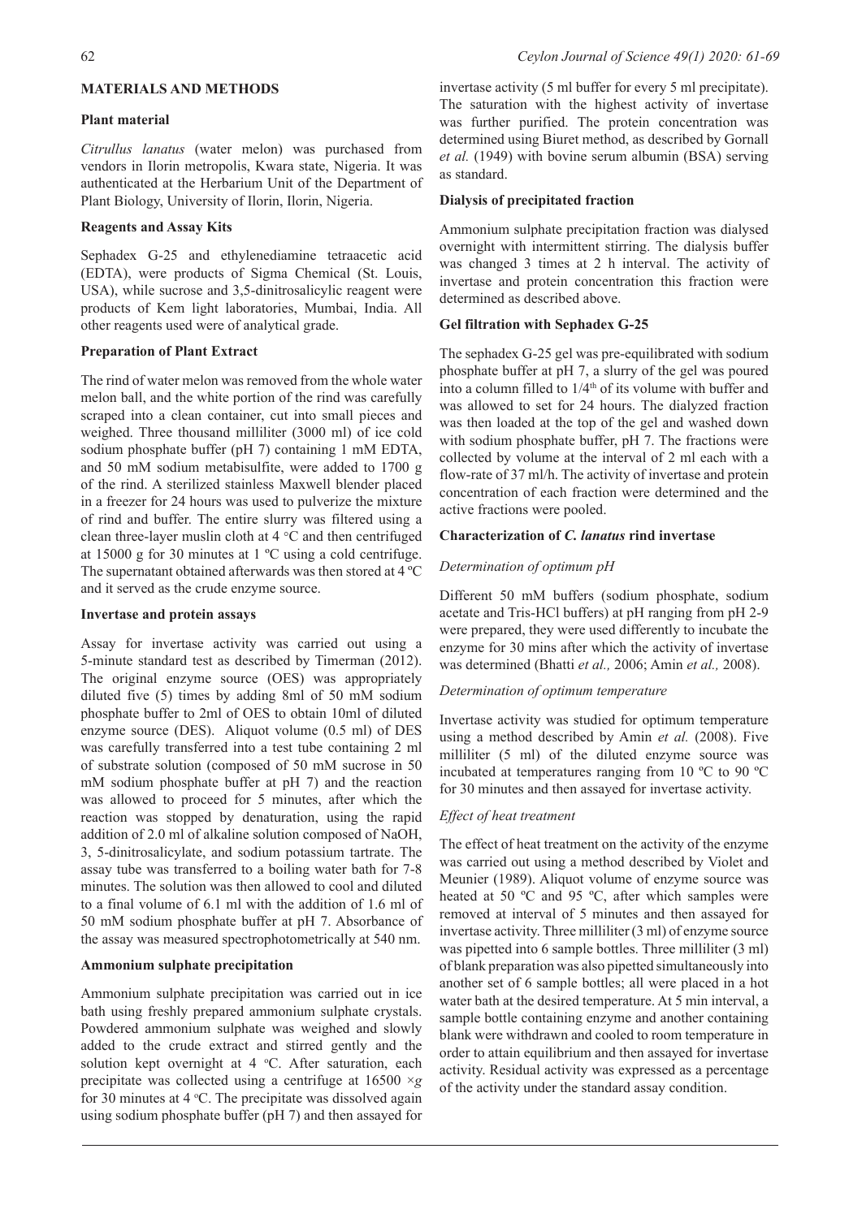## MATERIALS AND METHODS

### Plant material

*Citrullus lanatus* (water melon) was purchased from vendors in Ilorin metropolis, Kwara state, Nigeria. It was authenticated at the Herbarium Unit of the Department of Plant Biology, University of Ilorin, Ilorin, Nigeria.

### Reagents and Assay Kits

Sephadex G-25 and ethylenediamine tetraacetic acid (EDTA), were products of Sigma Chemical (St. Louis, USA), while sucrose and 3,5-dinitrosalicylic reagent were products of Kem light laboratories, Mumbai, India. All other reagents used were of analytical grade.

### Preparation of Plant Extract

The rind of water melon was removed from the whole water melon ball, and the white portion of the rind was carefully scraped into a clean container, cut into small pieces and weighed. Three thousand milliliter (3000 ml) of ice cold sodium phosphate buffer (pH 7) containing 1 mM EDTA, and 50 mM sodium metabisulfite, were added to 1700 g of the rind. A sterilized stainless Maxwell blender placed in a freezer for 24 hours was used to pulverize the mixture of rind and buffer. The entire slurry was filtered using a clean three-layer muslin cloth at 4 °C and then centrifuged at 15000 g for 30 minutes at 1 ºC using a cold centrifuge. The supernatant obtained afterwards was then stored at 4 ºC and it served as the crude enzyme source.

### Invertase and protein assays

Assay for invertase activity was carried out using a 5-minute standard test as described by Timerman (2012). The original enzyme source (OES) was appropriately diluted five (5) times by adding 8ml of 50 mM sodium phosphate buffer to 2ml of OES to obtain 10ml of diluted enzyme source (DES). Aliquot volume (0.5 ml) of DES was carefully transferred into a test tube containing 2 ml of substrate solution (composed of 50 mM sucrose in 50 mM sodium phosphate buffer at pH 7) and the reaction was allowed to proceed for 5 minutes, after which the reaction was stopped by denaturation, using the rapid addition of 2.0 ml of alkaline solution composed of NaOH, 3, 5-dinitrosalicylate, and sodium potassium tartrate. The assay tube was transferred to a boiling water bath for 7-8 minutes. The solution was then allowed to cool and diluted to a final volume of 6.1 ml with the addition of 1.6 ml of 50 mM sodium phosphate buffer at pH 7. Absorbance of the assay was measured spectrophotometrically at 540 nm.

### Ammonium sulphate precipitation

Ammonium sulphate precipitation was carried out in ice bath using freshly prepared ammonium sulphate crystals. Powdered ammonium sulphate was weighed and slowly added to the crude extract and stirred gently and the solution kept overnight at 4 °C. After saturation, each precipitate was collected using a centrifuge at 16500 ×*g* for 30 minutes at 4 °C. The precipitate was dissolved again using sodium phosphate buffer (pH 7) and then assayed for invertase activity (5 ml buffer for every 5 ml precipitate). The saturation with the highest activity of invertase was further purified. The protein concentration was determined using Biuret method, as described by Gornall *et al.* (1949) with bovine serum albumin (BSA) serving as standard.

### Dialysis of precipitated fraction

Ammonium sulphate precipitation fraction was dialysed overnight with intermittent stirring. The dialysis buffer was changed 3 times at 2 h interval. The activity of invertase and protein concentration this fraction were determined as described above.

### Gel filtration with Sephadex G-25

The sephadex G-25 gel was pre-equilibrated with sodium phosphate buffer at pH 7, a slurry of the gel was poured into a column filled to 1/4th of its volume with buffer and was allowed to set for 24 hours. The dialyzed fraction was then loaded at the top of the gel and washed down with sodium phosphate buffer, pH 7. The fractions were collected by volume at the interval of 2 ml each with a flow-rate of 37 ml/h. The activity of invertase and protein concentration of each fraction were determined and the active fractions were pooled.

### Characterization of *C. lanatus* rind invertase

#### *Determination of optimum pH*

Different 50 mM buffers (sodium phosphate, sodium acetate and Tris-HCl buffers) at pH ranging from pH 2-9 were prepared, they were used differently to incubate the enzyme for 30 mins after which the activity of invertase was determined (Bhatti *et al.,* 2006; Amin *et al.,* 2008).

#### *Determination of optimum temperature*

Invertase activity was studied for optimum temperature using a method described by Amin *et al.* (2008). Five milliliter (5 ml) of the diluted enzyme source was incubated at temperatures ranging from 10 ºC to 90 ºC for 30 minutes and then assayed for invertase activity.

#### *Effect of heat treatment*

The effect of heat treatment on the activity of the enzyme was carried out using a method described by Violet and Meunier (1989). Aliquot volume of enzyme source was heated at 50 ºC and 95 ºC, after which samples were removed at interval of 5 minutes and then assayed for invertase activity. Three milliliter (3 ml) of enzyme source was pipetted into 6 sample bottles. Three milliliter (3 ml) of blank preparation was also pipetted simultaneously into another set of 6 sample bottles; all were placed in a hot water bath at the desired temperature. At 5 min interval, a sample bottle containing enzyme and another containing blank were withdrawn and cooled to room temperature in order to attain equilibrium and then assayed for invertase activity. Residual activity was expressed as a percentage of the activity under the standard assay condition.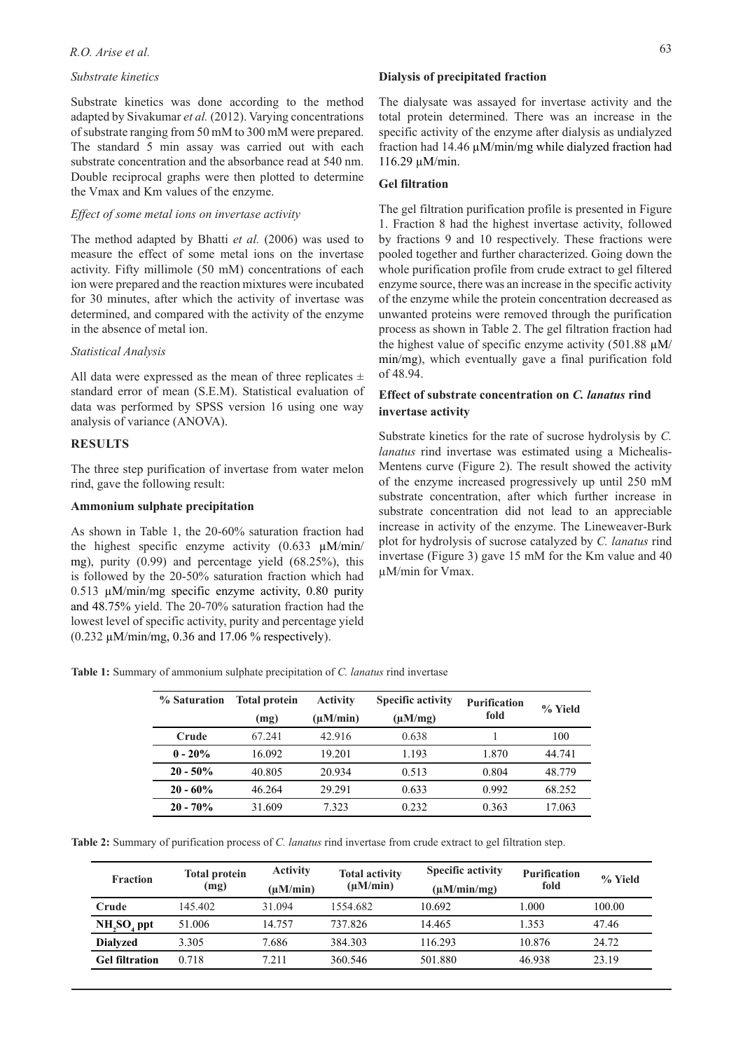*Substrate kinetics*

Substrate kinetics was done according to the method adapted by Sivakumar *et al.* (2012). Varying concentrations of substrate ranging from 50 mM to 300 mM were prepared. The standard 5 min assay was carried out with each substrate concentration and the absorbance read at 540 nm. Double reciprocal graphs were then plotted to determine the Vmax and Km values of the enzyme.

*Effect of some metal ions on invertase activity*

The method adapted by Bhatti *et al.* (2006) was used to measure the effect of some metal ions on the invertase activity. Fifty millimole (50 mM) concentrations of each ion were prepared and the reaction mixtures were incubated for 30 minutes, after which the activity of invertase was determined, and compared with the activity of the enzyme in the absence of metal ion.

*Statistical Analysis*

All data were expressed as the mean of three replicates ± standard error of mean (S.E.M). Statistical evaluation of data was performed by SPSS version 16 using one way analysis of variance (ANOVA).

## RESULTS

The three step purification of invertase from water melon rind, gave the following result:

### Ammonium sulphate precipitation

As shown in Table 1, the 20-60% saturation fraction had the highest specific enzyme activity (0.633 µM/min/mg), purity (0.99) and percentage yield (68.25%), this is followed by the 20-50% saturation fraction which had 0.513 µM/min/mg specific enzyme activity, 0.80 purity and 48.75% yield. The 20-70% saturation fraction had the lowest level of specific activity, purity and percentage yield (0.232 µM/min/mg, 0.36 and 17.06 % respectively).

### Dialysis of precipitated fraction

The dialysate was assayed for invertase activity and the total protein determined. There was an increase in the specific activity of the enzyme after dialysis as undialyzed fraction had 14.46 µM/min/mg while dialyzed fraction had 116.29 µM/min.

### Gel filtration

The gel filtration purification profile is presented in Figure 1. Fraction 8 had the highest invertase activity, followed by fractions 9 and 10 respectively. These fractions were pooled together and further characterized. Going down the whole purification profile from crude extract to gel filtered enzyme source, there was an increase in the specific activity of the enzyme while the protein concentration decreased as unwanted proteins were removed through the purification process as shown in Table 2. The gel filtration fraction had the highest value of specific enzyme activity (501.88 µM/min/mg), which eventually gave a final purification fold of 48.94.

### Effect of substrate concentration on *C. lanatus* rind invertase activity

Substrate kinetics for the rate of sucrose hydrolysis by *C. lanatus* rind invertase was estimated using a Michealis-Mentens curve (Figure 2). The result showed the activity of the enzyme increased progressively up until 250 mM substrate concentration, after which further increase in substrate concentration did not lead to an appreciable increase in activity of the enzyme. The Lineweaver-Burk plot for hydrolysis of sucrose catalyzed by *C. lanatus* rind invertase (Figure 3) gave 15 mM for the Km value and 40 µM/min for Vmax.

**Table 1:** Summary of ammonium sulphate precipitation of *C. lanatus* rind invertase

| % Saturation | Total protein (mg) | Activity (µM/min) | Specific activity (µM/mg) | Purification fold | % Yield |
|---|---|---|---|---|---|
| **Crude** | 67.241 | 42.916 | 0.638 | 1 | 100 |
| **0 - 20%** | 16.092 | 19.201 | 1.193 | 1.870 | 44.741 |
| **20 - 50%** | 40.805 | 20.934 | 0.513 | 0.804 | 48.779 |
| **20 - 60%** | 46.264 | 29.291 | 0.633 | 0.992 | 68.252 |
| **20 - 70%** | 31.609 | 7.323 | 0.232 | 0.363 | 17.063 |

**Table 2:** Summary of purification process of *C. lanatus* rind invertase from crude extract to gel filtration step.

| Fraction | Total protein (mg) | Activity (µM/min) | Total activity (µM/min) | Specific activity (µM/min/mg) | Purification fold | % Yield |
|---|---|---|---|---|---|---|
| **Crude** | 145.402 | 31.094 | 1554.682 | 10.692 | 1.000 | 100.00 |
| **$NH_2SO_4$ ppt** | 51.006 | 14.757 | 737.826 | 14.465 | 1.353 | 47.46 |
| **Dialyzed** | 3.305 | 7.686 | 384.303 | 116.293 | 10.876 | 24.72 |
| **Gel filtration** | 0.718 | 7.211 | 360.546 | 501.880 | 46.938 | 23.19 |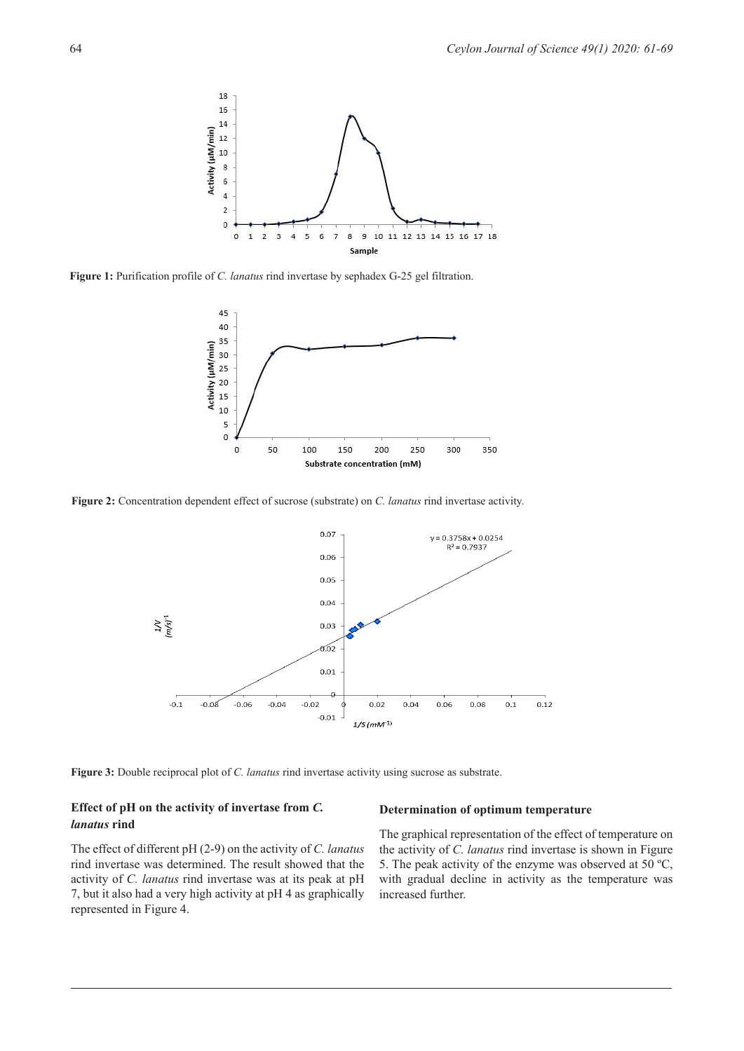**Figure 1:** Purification profile of *C. lanatus* rind invertase by sephadex G-25 gel filtration.

**Figure 2:** Concentration dependent effect of sucrose (substrate) on *C. lanatus* rind invertase activity.

**Figure 3:** Double reciprocal plot of *C. lanatus* rind invertase activity using sucrose as substrate.

### Effect of pH on the activity of invertase from *C. lanatus* rind

The effect of different pH (2-9) on the activity of *C. lanatus* rind invertase was determined. The result showed that the activity of *C. lanatus* rind invertase was at its peak at pH 7, but it also had a very high activity at pH 4 as graphically represented in Figure 4.

### Determination of optimum temperature

The graphical representation of the effect of temperature on the activity of *C. lanatus* rind invertase is shown in Figure 5. The peak activity of the enzyme was observed at 50 ºC, with gradual decline in activity as the temperature was increased further.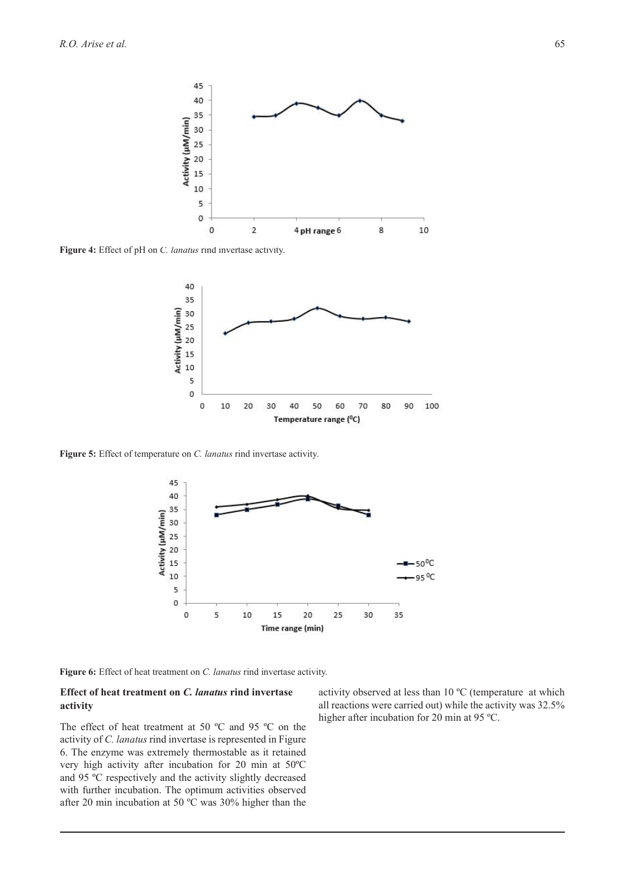**Figure 4:** Effect of pH on *C. lanatus* rind invertase activity.

**Figure 5:** Effect of temperature on *C. lanatus* rind invertase activity.

**Figure 6:** Effect of heat treatment on *C. lanatus* rind invertase activity.

**Effect of heat treatment on *C. lanatus* rind invertase activity**

The effect of heat treatment at 50 ºC and 95 ºC on the activity of *C. lanatus* rind invertase is represented in Figure 6. The enzyme was extremely thermostable as it retained very high activity after incubation for 20 min at 50ºC and 95 ºC respectively and the activity slightly decreased with further incubation. The optimum activities observed after 20 min incubation at 50 ºC was 30% higher than the activity observed at less than 10 ºC (temperature at which all reactions were carried out) while the activity was 32.5% higher after incubation for 20 min at 95 ºC.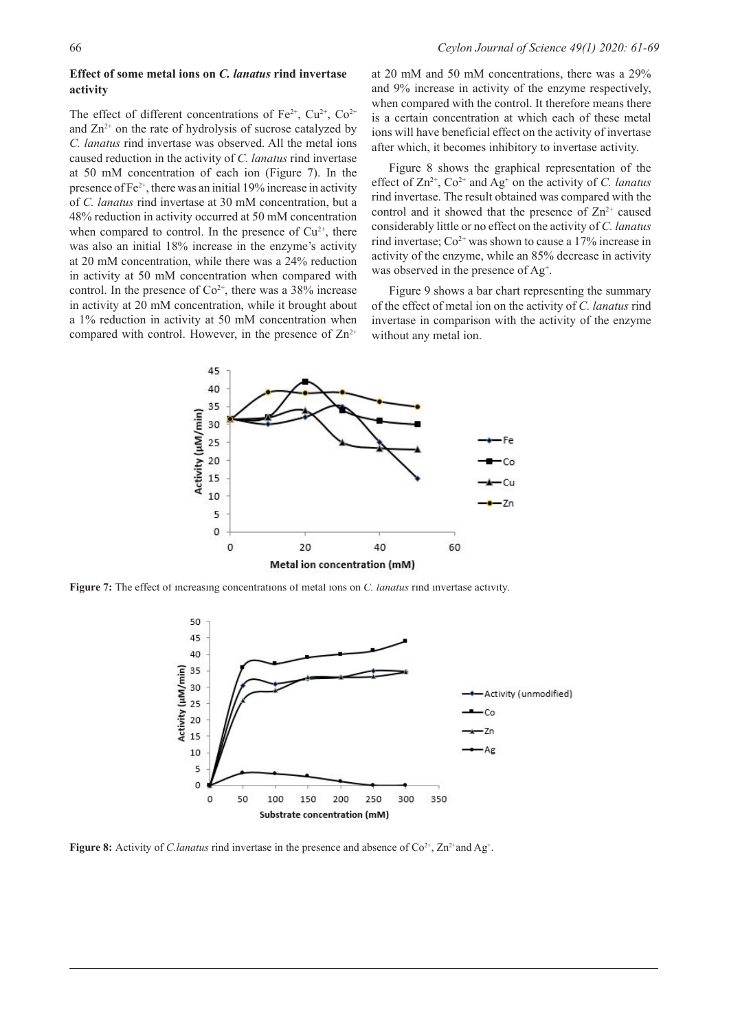### Effect of some metal ions on *C. lanatus* rind invertase activity

The effect of different concentrations of $Fe^{2+}$, $Cu^{2+}$, $Co^{2+}$ and $Zn^{2+}$ on the rate of hydrolysis of sucrose catalyzed by *C. lanatus* rind invertase was observed. All the metal ions caused reduction in the activity of *C. lanatus* rind invertase at 50 mM concentration of each ion (Figure 7). In the presence of $Fe^{2+}$, there was an initial 19% increase in activity of *C. lanatus* rind invertase at 30 mM concentration, but a 48% reduction in activity occurred at 50 mM concentration when compared to control. In the presence of $Cu^{2+}$, there was also an initial 18% increase in the enzyme's activity at 20 mM concentration, while there was a 24% reduction in activity at 50 mM concentration when compared with control. In the presence of $Co^{2+}$, there was a 38% increase in activity at 20 mM concentration, while it brought about a 1% reduction in activity at 50 mM concentration when compared with control. However, in the presence of $Zn^{2+}$ at 20 mM and 50 mM concentrations, there was a 29% and 9% increase in activity of the enzyme respectively, when compared with the control. It therefore means there is a certain concentration at which each of these metal ions will have beneficial effect on the activity of invertase after which, it becomes inhibitory to invertase activity.

Figure 8 shows the graphical representation of the effect of $Zn^{2+}$, $Co^{2+}$ and $Ag^{+}$ on the activity of *C. lanatus* rind invertase. The result obtained was compared with the control and it showed that the presence of $Zn^{2+}$ caused considerably little or no effect on the activity of *C. lanatus* rind invertase; $Co^{2+}$ was shown to cause a 17% increase in activity of the enzyme, while an 85% decrease in activity was observed in the presence of $Ag^{+}$.

Figure 9 shows a bar chart representing the summary of the effect of metal ion on the activity of *C. lanatus* rind invertase in comparison with the activity of the enzyme without any metal ion.

**Figure 7:** The effect of increasing concentrations of metal ions on *C. lanatus* rind invertase activity.

**Figure 8:** Activity of *C.lanatus* rind invertase in the presence and absence of $Co^{2+}$, $Zn^{2+}$and $Ag^{+}$.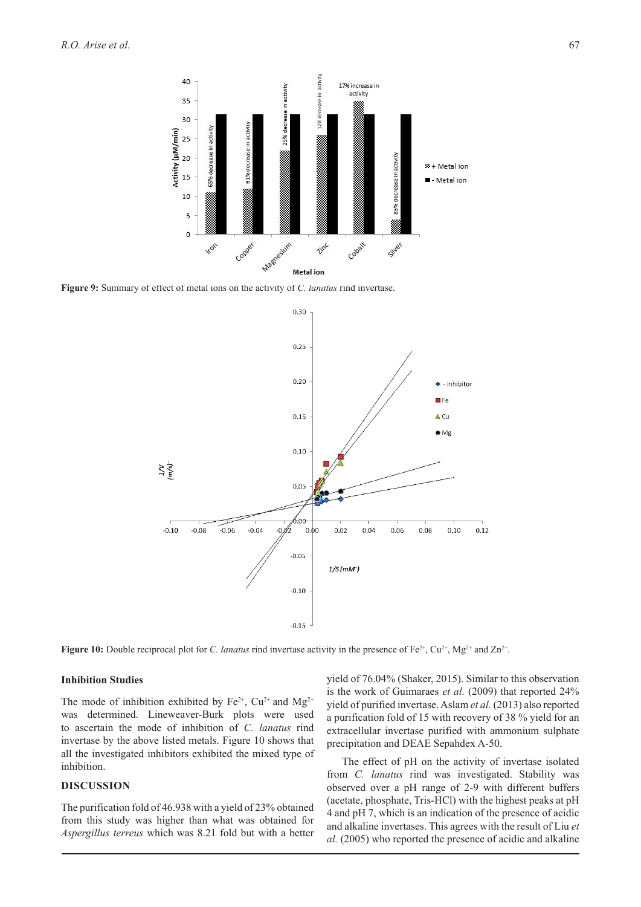**Figure 9:** Summary of effect of metal ions on the activity of *C. lanatus* rind invertase.

**Figure 10:** Double reciprocal plot for *C. lanatus* rind invertase activity in the presence of $Fe^{2+}$, $Cu^{2+}$, $Mg^{2+}$ and $Zn^{2+}$.

### Inhibition Studies

The mode of inhibition exhibited by $Fe^{2+}$, $Cu^{2+}$ and $Mg^{2+}$ was determined. Lineweaver-Burk plots were used to ascertain the mode of inhibition of *C. lanatus* rind invertase by the above listed metals. Figure 10 shows that all the investigated inhibitors exhibited the mixed type of inhibition.

## DISCUSSION

The purification fold of 46.938 with a yield of 23% obtained from this study was higher than what was obtained for *Aspergillus terreus* which was 8.21 fold but with a better yield of 76.04% (Shaker, 2015). Similar to this observation is the work of Guimaraes *et al.* (2009) that reported 24% yield of purified invertase. Aslam *et al.* (2013) also reported a purification fold of 15 with recovery of 38 % yield for an extracellular invertase purified with ammonium sulphate precipitation and DEAE Sepahdex A-50.

The effect of pH on the activity of invertase isolated from *C. lanatus* rind was investigated. Stability was observed over a pH range of 2-9 with different buffers (acetate, phosphate, Tris-HCl) with the highest peaks at pH 4 and pH 7, which is an indication of the presence of acidic and alkaline invertases. This agrees with the result of Liu *et al.* (2005) who reported the presence of acidic and alkaline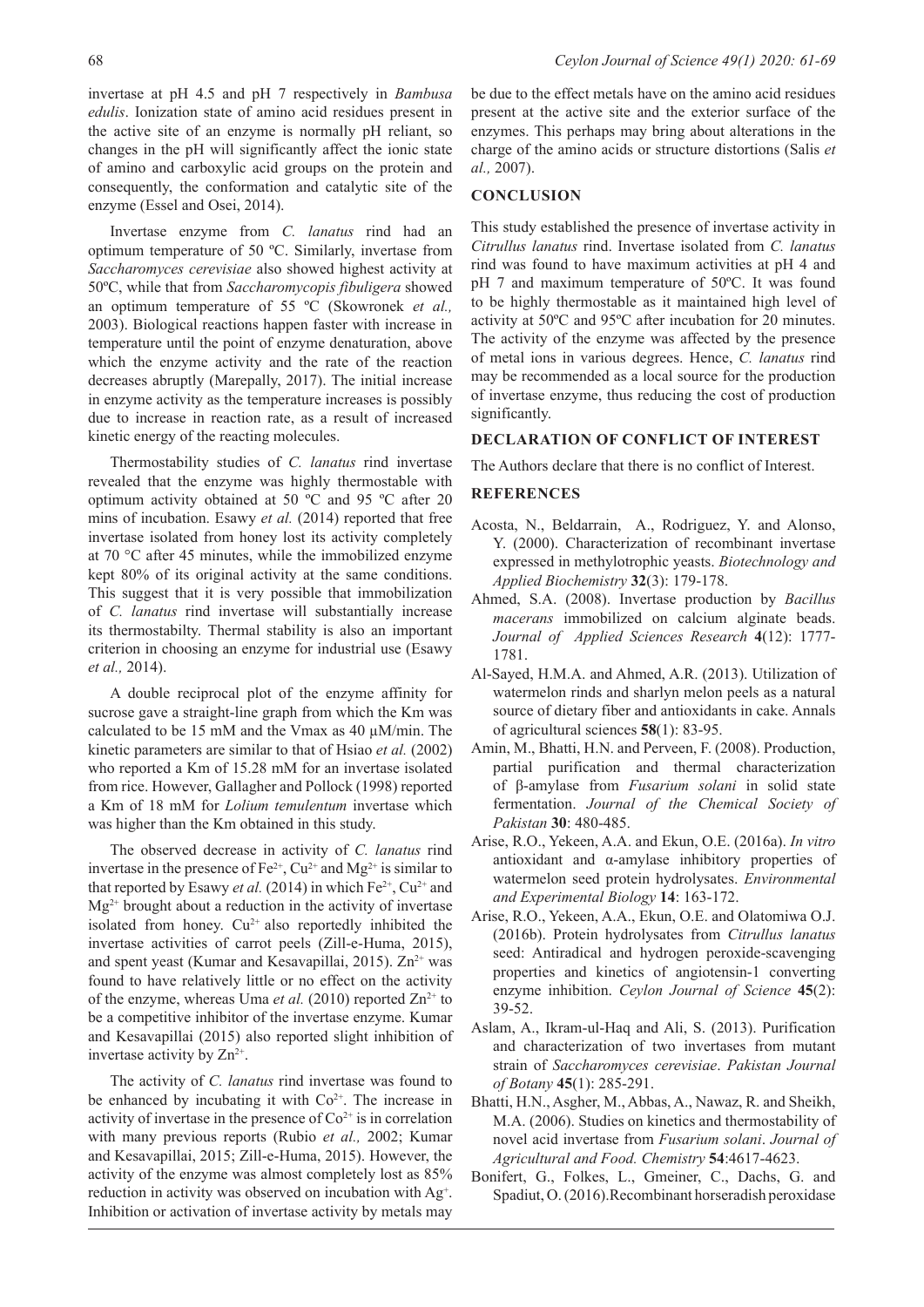invertase at pH 4.5 and pH 7 respectively in *Bambusa edulis*. Ionization state of amino acid residues present in the active site of an enzyme is normally pH reliant, so changes in the pH will significantly affect the ionic state of amino and carboxylic acid groups on the protein and consequently, the conformation and catalytic site of the enzyme (Essel and Osei, 2014).

Invertase enzyme from *C. lanatus* rind had an optimum temperature of 50 ºC. Similarly, invertase from *Saccharomyces cerevisiae* also showed highest activity at 50ºC, while that from *Saccharomycopis fibuligera* showed an optimum temperature of 55 ºC (Skowronek *et al.,* 2003). Biological reactions happen faster with increase in temperature until the point of enzyme denaturation, above which the enzyme activity and the rate of the reaction decreases abruptly (Marepally, 2017). The initial increase in enzyme activity as the temperature increases is possibly due to increase in reaction rate, as a result of increased kinetic energy of the reacting molecules.

Thermostability studies of *C. lanatus* rind invertase revealed that the enzyme was highly thermostable with optimum activity obtained at 50 ºC and 95 ºC after 20 mins of incubation. Esawy *et al.* (2014) reported that free invertase isolated from honey lost its activity completely at 70 °C after 45 minutes, while the immobilized enzyme kept 80% of its original activity at the same conditions. This suggest that it is very possible that immobilization of *C. lanatus* rind invertase will substantially increase its thermostabilty. Thermal stability is also an important criterion in choosing an enzyme for industrial use (Esawy *et al.,* 2014).

A double reciprocal plot of the enzyme affinity for sucrose gave a straight-line graph from which the Km was calculated to be 15 mM and the Vmax as 40 µM/min. The kinetic parameters are similar to that of Hsiao *et al.* (2002) who reported a Km of 15.28 mM for an invertase isolated from rice. However, Gallagher and Pollock (1998) reported a Km of 18 mM for *Lolium temulentum* invertase which was higher than the Km obtained in this study.

The observed decrease in activity of *C. lanatus* rind invertase in the presence of $Fe^{2+}$, $Cu^{2+}$ and $Mg^{2+}$ is similar to that reported by Esawy *et al.* (2014) in which $Fe^{2+}$, $Cu^{2+}$ and $Mg^{2+}$ brought about a reduction in the activity of invertase isolated from honey. $Cu^{2+}$ also reportedly inhibited the invertase activities of carrot peels (Zill-e-Huma, 2015), and spent yeast (Kumar and Kesavapillai, 2015). $Zn^{2+}$ was found to have relatively little or no effect on the activity of the enzyme, whereas Uma *et al.* (2010) reported $Zn^{2+}$ to be a competitive inhibitor of the invertase enzyme. Kumar and Kesavapillai (2015) also reported slight inhibition of invertase activity by $Zn^{2+}$.

The activity of *C. lanatus* rind invertase was found to be enhanced by incubating it with $Co^{2+}$. The increase in activity of invertase in the presence of $Co^{2+}$ is in correlation with many previous reports (Rubio *et al.,* 2002; Kumar and Kesavapillai, 2015; Zill-e-Huma, 2015). However, the activity of the enzyme was almost completely lost as 85% reduction in activity was observed on incubation with $Ag^{+}$. Inhibition or activation of invertase activity by metals may be due to the effect metals have on the amino acid residues present at the active site and the exterior surface of the enzymes. This perhaps may bring about alterations in the charge of the amino acids or structure distortions (Salis *et al.,* 2007).

## CONCLUSION

This study established the presence of invertase activity in *Citrullus lanatus* rind. Invertase isolated from *C. lanatus* rind was found to have maximum activities at pH 4 and pH 7 and maximum temperature of 50ºC. It was found to be highly thermostable as it maintained high level of activity at 50ºC and 95ºC after incubation for 20 minutes. The activity of the enzyme was affected by the presence of metal ions in various degrees. Hence, *C. lanatus* rind may be recommended as a local source for the production of invertase enzyme, thus reducing the cost of production significantly.

## DECLARATION OF CONFLICT OF INTEREST

The Authors declare that there is no conflict of Interest.

## REFERENCES

Acosta, N., Beldarrain, A., Rodriguez, Y. and Alonso, Y. (2000). Characterization of recombinant invertase expressed in methylotrophic yeasts. *Biotechnology and Applied Biochemistry* **32**(3): 179-178.

Ahmed, S.A. (2008). Invertase production by *Bacillus macerans* immobilized on calcium alginate beads. *Journal of Applied Sciences Research* **4**(12): 1777-1781.

Al-Sayed, H.M.A. and Ahmed, A.R. (2013). Utilization of watermelon rinds and sharlyn melon peels as a natural source of dietary fiber and antioxidants in cake. Annals of agricultural sciences **58**(1): 83-95.

Amin, M., Bhatti, H.N. and Perveen, F. (2008). Production, partial purification and thermal characterization of β-amylase from *Fusarium solani* in solid state fermentation. *Journal of the Chemical Society of Pakistan* **30**: 480-485.

Arise, R.O., Yekeen, A.A. and Ekun, O.E. (2016a). *In vitro* antioxidant and α-amylase inhibitory properties of watermelon seed protein hydrolysates. *Environmental and Experimental Biology* **14**: 163-172.

Arise, R.O., Yekeen, A.A., Ekun, O.E. and Olatomiwa O.J. (2016b). Protein hydrolysates from *Citrullus lanatus* seed: Antiradical and hydrogen peroxide-scavenging properties and kinetics of angiotensin-1 converting enzyme inhibition. *Ceylon Journal of Science* **45**(2): 39-52.

Aslam, A., Ikram-ul-Haq and Ali, S. (2013). Purification and characterization of two invertases from mutant strain of *Saccharomyces cerevisiae*. *Pakistan Journal of Botany* **45**(1): 285-291.

Bhatti, H.N., Asgher, M., Abbas, A., Nawaz, R. and Sheikh, M.A. (2006). Studies on kinetics and thermostability of novel acid invertase from *Fusarium solani*. *Journal of Agricultural and Food. Chemistry* **54**:4617-4623.

Bonifert, G., Folkes, L., Gmeiner, C., Dachs, G. and Spadiut, O. (2016).Recombinant horseradish peroxidase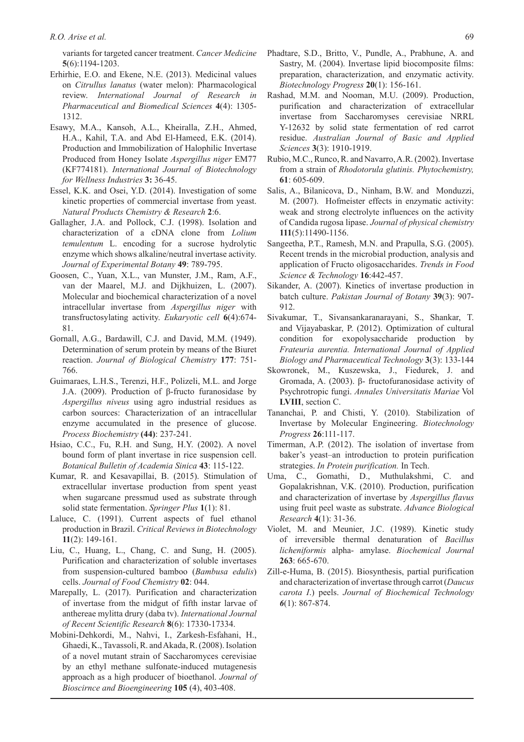variants for targeted cancer treatment. *Cancer Medicine* **5**(6):1194-1203.

Erhirhie, E.O. and Ekene, N.E. (2013). Medicinal values on *Citrullus lanatus* (water melon): Pharmacological review. *International Journal of Research in Pharmaceutical and Biomedical Sciences* **4**(4): 1305-1312.

Esawy, M.A., Kansoh, A.L., Kheiralla, Z.H., Ahmed, H.A., Kahil, T.A. and Abd El-Hameed, E.K. (2014). Production and Immobilization of Halophilic Invertase Produced from Honey Isolate *Aspergillus niger* EM77 (KF774181). *International Journal of Biotechnology for Wellness Industries* **3:** 36-45.

Essel, K.K. and Osei, Y.D. (2014). Investigation of some kinetic properties of commercial invertase from yeast. *Natural Products Chemistry & Research* **2**:6.

Gallagher, J.A. and Pollock, C.J. (1998). Isolation and characterization of a cDNA clone from *Lolium temulentum* L. encoding for a sucrose hydrolytic enzyme which shows alkaline/neutral invertase activity. *Journal of Experimental Botany* **49**: 789-795.

Goosen, C., Yuan, X.L., van Munster, J.M., Ram, A.F., van der Maarel, M.J. and Dijkhuizen, L. (2007). Molecular and biochemical characterization of a novel intracellular invertase from *Aspergillus niger* with transfructosylating activity. *Eukaryotic cell* **6**(4):674-81.

Gornall, A.G., Bardawill, C.J. and David, M.M. (1949). Determination of serum protein by means of the Biuret reaction. *Journal of Biological Chemistry* **177**: 751-766.

Guimaraes, L.H.S., Terenzi, H.F., Polizeli, M.L. and Jorge J.A. (2009). Production of β-fructo furanosidase by *Aspergillus niveus* using agro industrial residues as carbon sources: Characterization of an intracellular enzyme accumulated in the presence of glucose. *Process Biochemistry* **(44)**: 237-241.

Hsiao, C.C., Fu, R.H. and Sung, H.Y. (2002). A novel bound form of plant invertase in rice suspension cell. *Botanical Bulletin of Academia Sinica* **43**: 115-122.

Kumar, R. and Kesavapillai, B. (2015). Stimulation of extracellular invertase production from spent yeast when sugarcane pressmud used as substrate through solid state fermentation. *Springer Plus* **1**(1): 81.

Laluce, C. (1991). Current aspects of fuel ethanol production in Brazil. *Critical Reviews in Biotechnology* **11**(2): 149-161.

Liu, C., Huang, L., Chang, C. and Sung, H. (2005). Purification and characterization of soluble invertases from suspension-cultured bamboo (*Bambusa edulis*) cells. *Journal of Food Chemistry* **02**: 044.

Marepally, L. (2017). Purification and characterization of invertase from the midgut of fifth instar larvae of anthereae mylitta drury (daba tv). *International Journal of Recent Scientific Research* **8**(6): 17330-17334.

Mobini-Dehkordi, M., Nahvi, I., Zarkesh-Esfahani, H., Ghaedi, K., Tavassoli, R. and Akada, R. (2008). Isolation of a novel mutant strain of Saccharomyces cerevisiae by an ethyl methane sulfonate-induced mutagenesis approach as a high producer of bioethanol. *Journal of Bioscirnce and Bioengineering* **105** (4), 403-408.

Phadtare, S.D., Britto, V., Pundle, A., Prabhune, A. and Sastry, M. (2004). Invertase lipid biocomposite films: preparation, characterization, and enzymatic activity. *Biotechnology Progress* **20**(1): 156-161.

Rashad, M.M. and Nooman, M.U. (2009). Production, purification and characterization of extracellular invertase from Saccharomyses cerevisiae NRRL Y-12632 by solid state fermentation of red carrot residue. *Australian Journal of Basic and Applied Sciences* **3**(3): 1910-1919.

Rubio, M.C., Runco, R. and Navarro, A.R. (2002). Invertase from a strain of *Rhodotorula glutinis. Phytochemistry,* **61**: 605-609.

Salis, A., Bilanicova, D., Ninham, B.W. and Monduzzi, M. (2007). Hofmeister effects in enzymatic activity: weak and strong electrolyte influences on the activity of Candida rugosa lipase. *Journal of physical chemistry* **111**(5):11490-1156.

Sangeetha, P.T., Ramesh, M.N. and Prapulla, S.G. (2005). Recent trends in the microbial production, analysis and application of Fructo oligosaccharides. *Trends in Food Science & Technology* **16**:442-457.

Sikander, A. (2007). Kinetics of invertase production in batch culture. *Pakistan Journal of Botany* **39**(3): 907-912.

Sivakumar, T., Sivansankaranarayani, S., Shankar, T. and Vijayabaskar, P. (2012). Optimization of cultural condition for exopolysaccharide production by *Frateuria aurentia. International Journal of Applied Biology and Pharmaceutical Technology* **3**(3): 133-144

Skowronek, M., Kuszewska, J., Fiedurek, J. and Gromada, A. (2003). β- fructofuranosidase activity of Psychrotropic fungi. *Annales Universitatis Mariae* Vol **LVIII**, section C.

Tananchai, P. and Chisti, Y. (2010). Stabilization of Invertase by Molecular Engineering. *Biotechnology Progress* **26**:111-117.

Timerman, A.P. (2012). The isolation of invertase from baker's yeast–an introduction to protein purification strategies. *In Protein purification.* In Tech.

Uma, C., Gomathi, D., Muthulakshmi, C. and Gopalakrishnan, V.K. (2010). Production, purification and characterization of invertase by *Aspergillus flavus* using fruit peel waste as substrate. *Advance Biological Research* **4**(1): 31-36.

Violet, M. and Meunier, J.C. (1989). Kinetic study of irreversible thermal denaturation of *Bacillus licheniformis* alpha- amylase. *Biochemical Journal* **263**: 665-670.

Zill-e-Huma, B. (2015). Biosynthesis, partial purification and characterization of invertase through carrot (*Daucus carota I*.) peels. *Journal of Biochemical Technology* ***6***(1): 867-874.